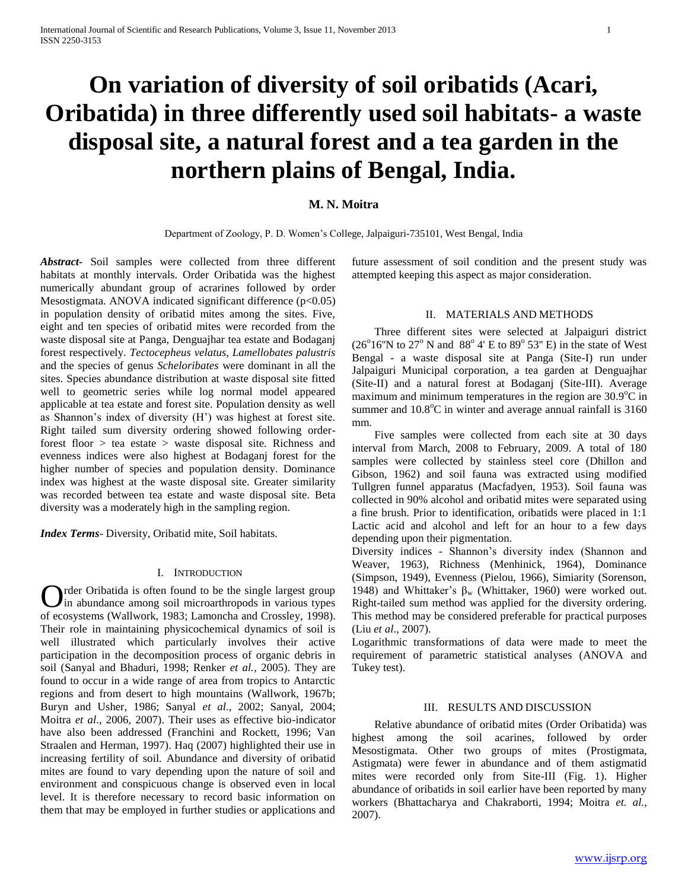# On variation of diversity of soil oribatids (Acari, Oribatida) in three differently used soil habitats- a waste disposal site, a natural forest and a tea garden in the northern plains of Bengal, India.

**M. N. Moitra**

Department of Zoology, P. D. Women's College, Jalpaiguri-735101, West Bengal, India

***Abstract*-** Soil samples were collected from three different habitats at monthly intervals. Order Oribatida was the highest numerically abundant group of acrarines followed by order Mesostigmata. ANOVA indicated significant difference ($p<0.05$) in population density of oribatid mites among the sites. Five, eight and ten species of oribatid mites were recorded from the waste disposal site at Panga, Denguajhar tea estate and Bodaganj forest respectively. *Tectocepheus velatus, Lamellobates palustris* and the species of genus *Scheloribates* were dominant in all the sites. Species abundance distribution at waste disposal site fitted well to geometric series while log normal model appeared applicable at tea estate and forest site. Population density as well as Shannon's index of diversity (H') was highest at forest site. Right tailed sum diversity ordering showed following order- forest floor > tea estate > waste disposal site. Richness and evenness indices were also highest at Bodaganj forest for the higher number of species and population density. Dominance index was highest at the waste disposal site. Greater similarity was recorded between tea estate and waste disposal site. Beta diversity was a moderately high in the sampling region.

***Index Terms*-** Diversity, Oribatid mite, Soil habitats.

## I. Introduction

Order Oribatida is often found to be the single largest group in abundance among soil microarthropods in various types of ecosystems (Wallwork, 1983; Lamoncha and Crossley, 1998). Their role in maintaining physicochemical dynamics of soil is well illustrated which particularly involves their active participation in the decomposition process of organic debris in soil (Sanyal and Bhaduri, 1998; Renker *et al.*, 2005). They are found to occur in a wide range of area from tropics to Antarctic regions and from desert to high mountains (Wallwork, 1967b; Buryn and Usher, 1986; Sanyal *et al*., 2002; Sanyal, 2004; Moitra *et al*., 2006, 2007). Their uses as effective bio-indicator have also been addressed (Franchini and Rockett, 1996; Van Straalen and Herman, 1997). Haq (2007) highlighted their use in increasing fertility of soil. Abundance and diversity of oribatid mites are found to vary depending upon the nature of soil and environment and conspicuous change is observed even in local level. It is therefore necessary to record basic information on them that may be employed in further studies or applications and future assessment of soil condition and the present study was attempted keeping this aspect as major consideration.

## II. Materials and Methods

Three different sites were selected at Jalpaiguri district ($26^{o}16''$N to $27^{o}$ N and $88^{o}$ 4' E to $89^{o}$ 53" E) in the state of West Bengal - a waste disposal site at Panga (Site-I) run under Jalpaiguri Municipal corporation, a tea garden at Denguajhar (Site-II) and a natural forest at Bodaganj (Site-III). Average maximum and minimum temperatures in the region are $30.9^{o}$C in summer and $10.8^{o}$C in winter and average annual rainfall is 3160 mm.

Five samples were collected from each site at 30 days interval from March, 2008 to February, 2009. A total of 180 samples were collected by stainless steel core (Dhillon and Gibson, 1962) and soil fauna was extracted using modified Tullgren funnel apparatus (Macfadyen, 1953). Soil fauna was collected in 90% alcohol and oribatid mites were separated using a fine brush. Prior to identification, oribatids were placed in 1:1 Lactic acid and alcohol and left for an hour to a few days depending upon their pigmentation.

Diversity indices - Shannon's diversity index (Shannon and Weaver, 1963), Richness (Menhinick, 1964), Dominance (Simpson, 1949), Evenness (Pielou, 1966), Simiarity (Sorenson, 1948) and Whittaker's $\beta_w$ (Whittaker, 1960) were worked out. Right-tailed sum method was applied for the diversity ordering. This method may be considered preferable for practical purposes (Liu *et al*., 2007).

Logarithmic transformations of data were made to meet the requirement of parametric statistical analyses (ANOVA and Tukey test).

## III. Results and Discussion

Relative abundance of oribatid mites (Order Oribatida) was highest among the soil acarines, followed by order Mesostigmata. Other two groups of mites (Prostigmata, Astigmata) were fewer in abundance and of them astigmatid mites were recorded only from Site-III (Fig. 1). Higher abundance of oribatids in soil earlier have been reported by many workers (Bhattacharya and Chakraborti, 1994; Moitra *et. al.*, 2007).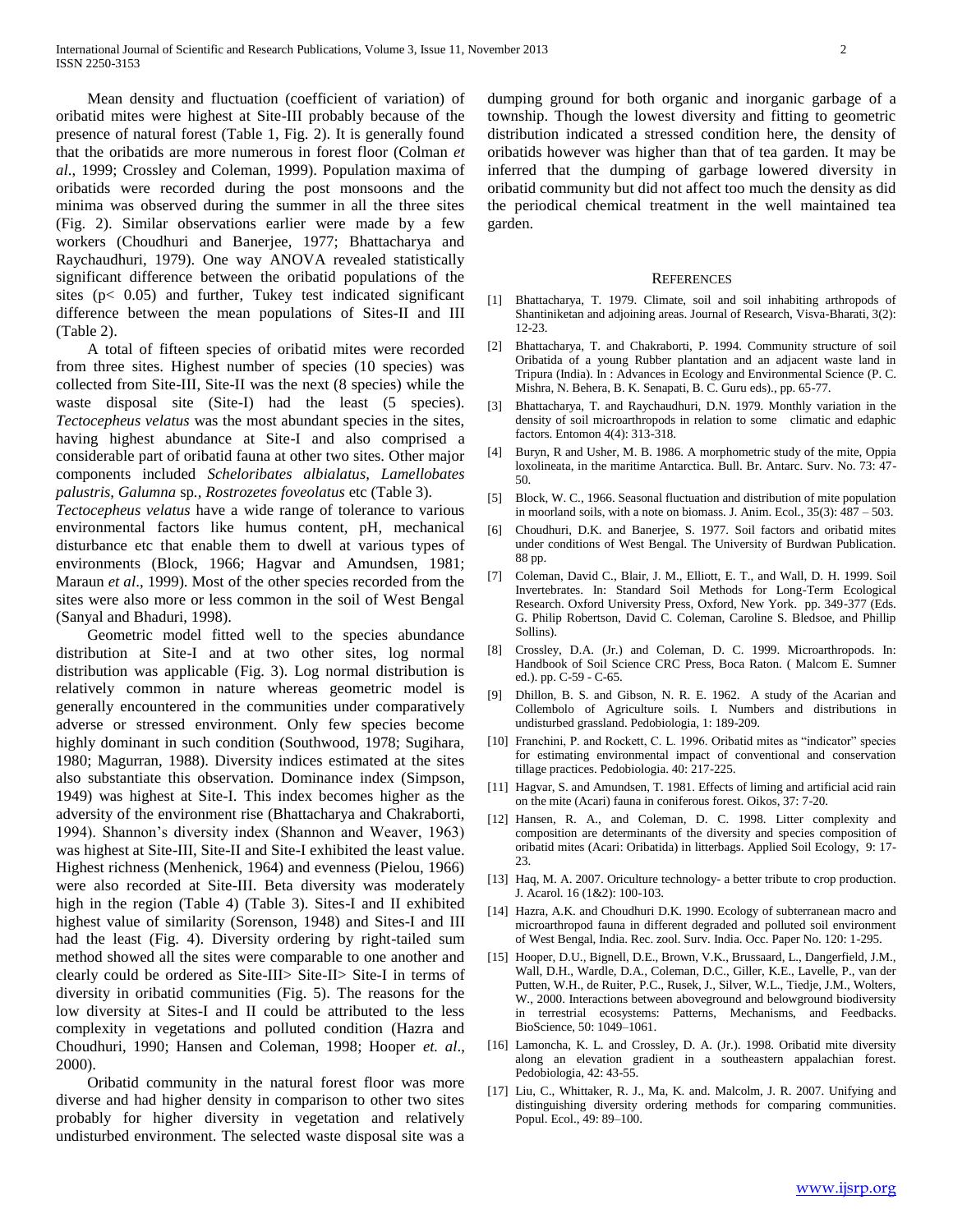Mean density and fluctuation (coefficient of variation) of oribatid mites were highest at Site-III probably because of the presence of natural forest (Table 1, Fig. 2). It is generally found that the oribatids are more numerous in forest floor (Colman *et al*., 1999; Crossley and Coleman, 1999). Population maxima of oribatids were recorded during the post monsoons and the minima was observed during the summer in all the three sites (Fig. 2). Similar observations earlier were made by a few workers (Choudhuri and Banerjee, 1977; Bhattacharya and Raychaudhuri, 1979). One way ANOVA revealed statistically significant difference between the oribatid populations of the sites ($p < 0.05$) and further, Tukey test indicated significant difference between the mean populations of Sites-II and III (Table 2).

A total of fifteen species of oribatid mites were recorded from three sites. Highest number of species (10 species) was collected from Site-III, Site-II was the next (8 species) while the waste disposal site (Site-I) had the least (5 species). *Tectocepheus velatus* was the most abundant species in the sites, having highest abundance at Site-I and also comprised a considerable part of oribatid fauna at other two sites. Other major components included *Scheloribates albialatus, Lamellobates palustris, Galumna* sp*., Rostrozetes foveolatus* etc (Table 3). *Tectocepheus velatus* have a wide range of tolerance to various environmental factors like humus content, pH, mechanical disturbance etc that enable them to dwell at various types of environments (Block, 1966; Hagvar and Amundsen, 1981; Maraun *et al*., 1999). Most of the other species recorded from the sites were also more or less common in the soil of West Bengal (Sanyal and Bhaduri, 1998).

Geometric model fitted well to the species abundance distribution at Site-I and at two other sites, log normal distribution was applicable (Fig. 3). Log normal distribution is relatively common in nature whereas geometric model is generally encountered in the communities under comparatively adverse or stressed environment. Only few species become highly dominant in such condition (Southwood, 1978; Sugihara, 1980; Magurran, 1988). Diversity indices estimated at the sites also substantiate this observation. Dominance index (Simpson, 1949) was highest at Site-I. This index becomes higher as the adversity of the environment rise (Bhattacharya and Chakraborti, 1994). Shannon's diversity index (Shannon and Weaver, 1963) was highest at Site-III, Site-II and Site-I exhibited the least value. Highest richness (Menhenick, 1964) and evenness (Pielou, 1966) were also recorded at Site-III. Beta diversity was moderately high in the region (Table 4) (Table 3). Sites-I and II exhibited highest value of similarity (Sorenson, 1948) and Sites-I and III had the least (Fig. 4). Diversity ordering by right-tailed sum method showed all the sites were comparable to one another and clearly could be ordered as Site-III> Site-II> Site-I in terms of diversity in oribatid communities (Fig. 5). The reasons for the low diversity at Sites-I and II could be attributed to the less complexity in vegetations and polluted condition (Hazra and Choudhuri, 1990; Hansen and Coleman, 1998; Hooper *et. al*., 2000).

Oribatid community in the natural forest floor was more diverse and had higher density in comparison to other two sites probably for higher diversity in vegetation and relatively undisturbed environment. The selected waste disposal site was a dumping ground for both organic and inorganic garbage of a township. Though the lowest diversity and fitting to geometric distribution indicated a stressed condition here, the density of oribatids however was higher than that of tea garden. It may be inferred that the dumping of garbage lowered diversity in oribatid community but did not affect too much the density as did the periodical chemical treatment in the well maintained tea garden.

## References

[1] Bhattacharya, T. 1979. Climate, soil and soil inhabiting arthropods of Shantiniketan and adjoining areas. Journal of Research, Visva-Bharati, 3(2): 12-23.

[2] Bhattacharya, T. and Chakraborti, P. 1994. Community structure of soil Oribatida of a young Rubber plantation and an adjacent waste land in Tripura (India). In : Advances in Ecology and Environmental Science (P. C. Mishra, N. Behera, B. K. Senapati, B. C. Guru eds)., pp. 65-77.

[3] Bhattacharya, T. and Raychaudhuri, D.N. 1979. Monthly variation in the density of soil microarthropods in relation to some climatic and edaphic factors. Entomon 4(4): 313-318.

[4] Buryn, R and Usher, M. B. 1986. A morphometric study of the mite, Oppia loxolineata, in the maritime Antarctica. Bull. Br. Antarc. Surv. No. 73: 47-50.

[5] Block, W. C., 1966. Seasonal fluctuation and distribution of mite population in moorland soils, with a note on biomass. J. Anim. Ecol., 35(3): 487 – 503.

[6] Choudhuri, D.K. and Banerjee, S. 1977. Soil factors and oribatid mites under conditions of West Bengal. The University of Burdwan Publication. 88 pp.

[7] Coleman, David C., Blair, J. M., Elliott, E. T., and Wall, D. H. 1999. Soil Invertebrates. In: Standard Soil Methods for Long-Term Ecological Research. Oxford University Press, Oxford, New York. pp. 349-377 (Eds. G. Philip Robertson, David C. Coleman, Caroline S. Bledsoe, and Phillip Sollins).

[8] Crossley, D.A. (Jr.) and Coleman, D. C. 1999. Microarthropods. In: Handbook of Soil Science CRC Press, Boca Raton. ( Malcom E. Sumner ed.). pp. C-59 - C-65.

[9] Dhillon, B. S. and Gibson, N. R. E. 1962. A study of the Acarian and Collembolo of Agriculture soils. I. Numbers and distributions in undisturbed grassland. Pedobiologia, 1: 189-209.

[10] Franchini, P. and Rockett, C. L. 1996. Oribatid mites as "indicator" species for estimating environmental impact of conventional and conservation tillage practices. Pedobiologia. 40: 217-225.

[11] Hagvar, S. and Amundsen, T. 1981. Effects of liming and artificial acid rain on the mite (Acari) fauna in coniferous forest. Oikos, 37: 7-20.

[12] Hansen, R. A., and Coleman, D. C. 1998. Litter complexity and composition are determinants of the diversity and species composition of oribatid mites (Acari: Oribatida) in litterbags. Applied Soil Ecology, 9: 17-23.

[13] Haq, M. A. 2007. Oriculture technology- a better tribute to crop production. J. Acarol. 16 (1&2): 100-103.

[14] Hazra, A.K. and Choudhuri D.K. 1990. Ecology of subterranean macro and microarthropod fauna in different degraded and polluted soil environment of West Bengal, India. Rec. zool. Surv. India. Occ. Paper No. 120: 1-295.

[15] Hooper, D.U., Bignell, D.E., Brown, V.K., Brussaard, L., Dangerfield, J.M., Wall, D.H., Wardle, D.A., Coleman, D.C., Giller, K.E., Lavelle, P., van der Putten, W.H., de Ruiter, P.C., Rusek, J., Silver, W.L., Tiedje, J.M., Wolters, W., 2000. Interactions between aboveground and belowground biodiversity in terrestrial ecosystems: Patterns, Mechanisms, and Feedbacks. BioScience, 50: 1049–1061.

[16] Lamoncha, K. L. and Crossley, D. A. (Jr.). 1998. Oribatid mite diversity along an elevation gradient in a southeastern appalachian forest. Pedobiologia, 42: 43-55.

[17] Liu, C., Whittaker, R. J., Ma, K. and. Malcolm, J. R. 2007. Unifying and distinguishing diversity ordering methods for comparing communities. Popul. Ecol., 49: 89–100.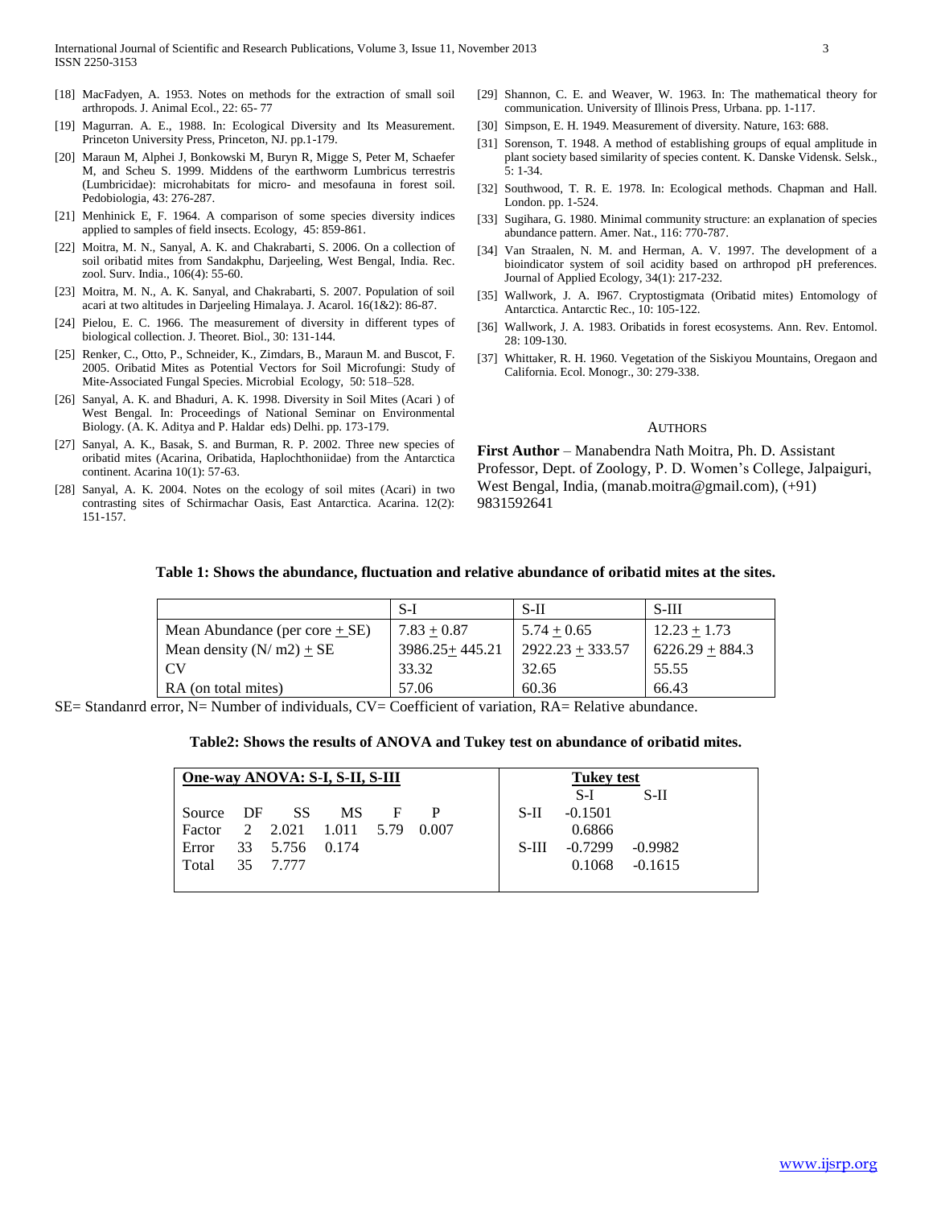[18] MacFadyen, A. 1953. Notes on methods for the extraction of small soil arthropods. J. Animal Ecol., 22: 65- 77

[19] Magurran. A. E., 1988. In: Ecological Diversity and Its Measurement. Princeton University Press, Princeton, NJ. pp.1-179.

[20] Maraun M, Alphei J, Bonkowski M, Buryn R, Migge S, Peter M, Schaefer M, and Scheu S. 1999. Middens of the earthworm Lumbricus terrestris (Lumbricidae): microhabitats for micro- and mesofauna in forest soil. Pedobiologia, 43: 276-287.

[21] Menhinick E, F. 1964. A comparison of some species diversity indices applied to samples of field insects. Ecology, 45: 859-861.

[22] Moitra, M. N., Sanyal, A. K. and Chakrabarti, S. 2006. On a collection of soil oribatid mites from Sandakphu, Darjeeling, West Bengal, India. Rec. zool. Surv. India., 106(4): 55-60.

[23] Moitra, M. N., A. K. Sanyal, and Chakrabarti, S. 2007. Population of soil acari at two altitudes in Darjeeling Himalaya. J. Acarol. 16(1&2): 86-87.

[24] Pielou, E. C. 1966. The measurement of diversity in different types of biological collection. J. Theoret. Biol., 30: 131-144.

[25] Renker, C., Otto, P., Schneider, K., Zimdars, B., Maraun M. and Buscot, F. 2005. Oribatid Mites as Potential Vectors for Soil Microfungi: Study of Mite-Associated Fungal Species. Microbial Ecology, 50: 518–528.

[26] Sanyal, A. K. and Bhaduri, A. K. 1998. Diversity in Soil Mites (Acari ) of West Bengal. In: Proceedings of National Seminar on Environmental Biology. (A. K. Aditya and P. Haldar eds) Delhi. pp. 173-179.

[27] Sanyal, A. K., Basak, S. and Burman, R. P. 2002. Three new species of oribatid mites (Acarina, Oribatida, Haplochthoniidae) from the Antarctica continent. Acarina 10(1): 57-63.

[28] Sanyal, A. K. 2004. Notes on the ecology of soil mites (Acari) in two contrasting sites of Schirmachar Oasis, East Antarctica. Acarina. 12(2): 151-157.

[29] Shannon, C. E. and Weaver, W. 1963. In: The mathematical theory for communication. University of Illinois Press, Urbana. pp. 1-117.

[30] Simpson, E. H. 1949. Measurement of diversity. Nature, 163: 688.

[31] Sorenson, T. 1948. A method of establishing groups of equal amplitude in plant society based similarity of species content. K. Danske Vidensk. Selsk., 5: 1-34.

[32] Southwood, T. R. E. 1978. In: Ecological methods. Chapman and Hall. London. pp. 1-524.

[33] Sugihara, G. 1980. Minimal community structure: an explanation of species abundance pattern. Amer. Nat., 116: 770-787.

[34] Van Straalen, N. M. and Herman, A. V. 1997. The development of a bioindicator system of soil acidity based on arthropod pH preferences. Journal of Applied Ecology, 34(1): 217-232.

[35] Wallwork, J. A. I967. Cryptostigmata (Oribatid mites) Entomology of Antarctica. Antarctic Rec., 10: 105-122.

[36] Wallwork, J. A. 1983. Oribatids in forest ecosystems. Ann. Rev. Entomol. 28: 109-130.

[37] Whittaker, R. H. 1960. Vegetation of the Siskiyou Mountains, Oregaon and California. Ecol. Monogr., 30: 279-338.

## AUTHORS

**First Author** – Manabendra Nath Moitra, Ph. D. Assistant Professor, Dept. of Zoology, P. D. Women's College, Jalpaiguri, West Bengal, India, (manab.moitra@gmail.com), (+91) 9831592641

**Table 1: Shows the abundance, fluctuation and relative abundance of oribatid mites at the sites.**

| | S-I | S-II | S-III |
|---|---|---|---|
| Mean Abundance (per core ± SE) | 7.83 ± 0.87 | 5.74 ± 0.65 | 12.23 ± 1.73 |
| Mean density (N/ m2) ± SE | 3986.25± 445.21 | 2922.23 ± 333.57 | 6226.29 ± 884.3 |
| CV | 33.32 | 32.65 | 55.55 |
| RA (on total mites) | 57.06 | 60.36 | 66.43 |

SE= Standanrd error, N= Number of individuals, CV= Coefficient of variation, RA= Relative abundance.

**Table2: Shows the results of ANOVA and Tukey test on abundance of oribatid mites.**

**One-way ANOVA: S-I, S-II, S-III**

| Source | DF | SS | MS | F | P |
|---|---|---|---|---|---|
| Factor | 2 | 2.021 | 1.011 | 5.79 | 0.007 |
| Error | 33 | 5.756 | 0.174 | | |
| Total | 35 | 7.777 | | | |

**Tukey test**

| | S-I | S-II |
|---|---|---|
| S-II | -0.1501 | |
| | 0.6866 | |
| S-III | -0.7299 | -0.9982 |
| | 0.1068 | -0.1615 |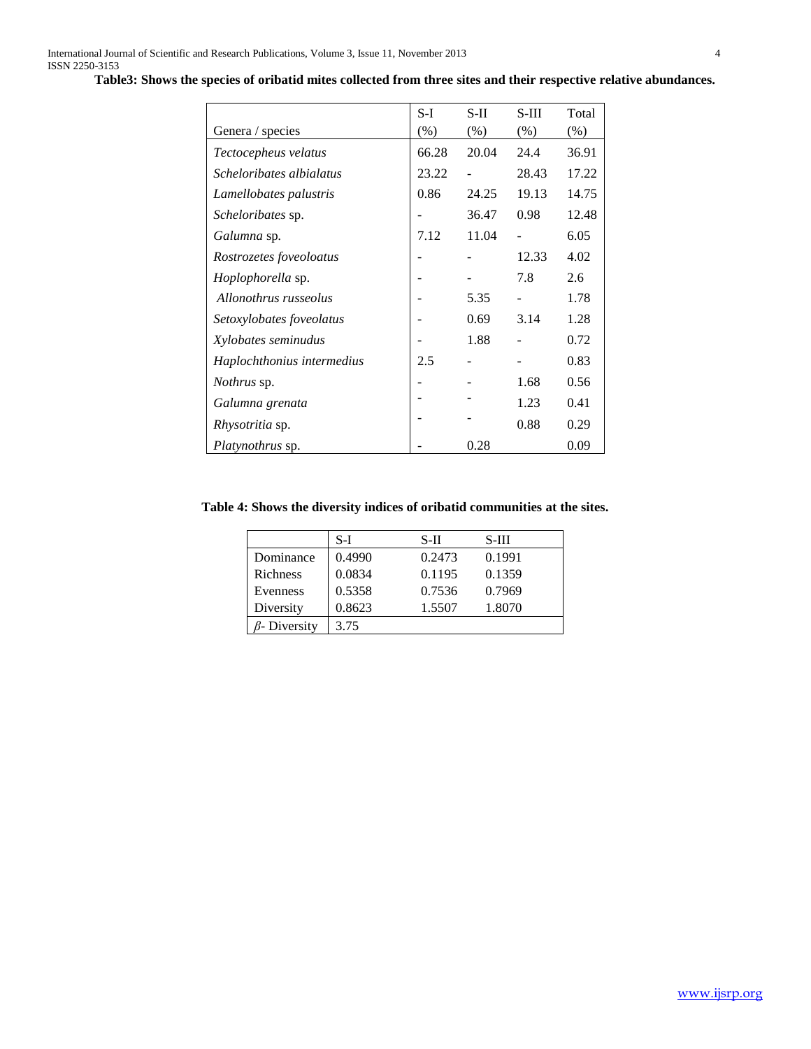**Table3: Shows the species of oribatid mites collected from three sites and their respective relative abundances.**

| Genera / species | S-I (%) | S-II (%) | S-III (%) | Total (%) |
|---|---|---|---|---|
| *Tectocepheus velatus* | 66.28 | 20.04 | 24.4 | 36.91 |
| *Scheloribates albialatus* | 23.22 | - | 28.43 | 17.22 |
| *Lamellobates palustris* | 0.86 | 24.25 | 19.13 | 14.75 |
| *Scheloribates* sp. | - | 36.47 | 0.98 | 12.48 |
| *Galumna* sp. | 7.12 | 11.04 | - | 6.05 |
| *Rostrozetes foveoloatus* | - | - | 12.33 | 4.02 |
| *Hoplophorella* sp. | - | - | 7.8 | 2.6 |
| *Allonothrus russeolus* | - | 5.35 | - | 1.78 |
| *Setoxylobates foveolatus* | - | 0.69 | 3.14 | 1.28 |
| *Xylobates seminudus* | - | 1.88 | - | 0.72 |
| *Haplochthonius intermedius* | 2.5 | - | - | 0.83 |
| *Nothrus* sp. | - | - | 1.68 | 0.56 |
| *Galumna grenata* | - | - | 1.23 | 0.41 |
| *Rhysotritia* sp. | - | - | 0.88 | 0.29 |
| *Platynothrus* sp. | - | 0.28 | | 0.09 |

**Table 4: Shows the diversity indices of oribatid communities at the sites.**

| | S-I | S-II | S-III |
|---|---|---|---|
| Dominance | 0.4990 | 0.2473 | 0.1991 |
| Richness | 0.0834 | 0.1195 | 0.1359 |
| Evenness | 0.5358 | 0.7536 | 0.7969 |
| Diversity | 0.8623 | 1.5507 | 1.8070 |
| $\beta$- Diversity | 3.75 | | |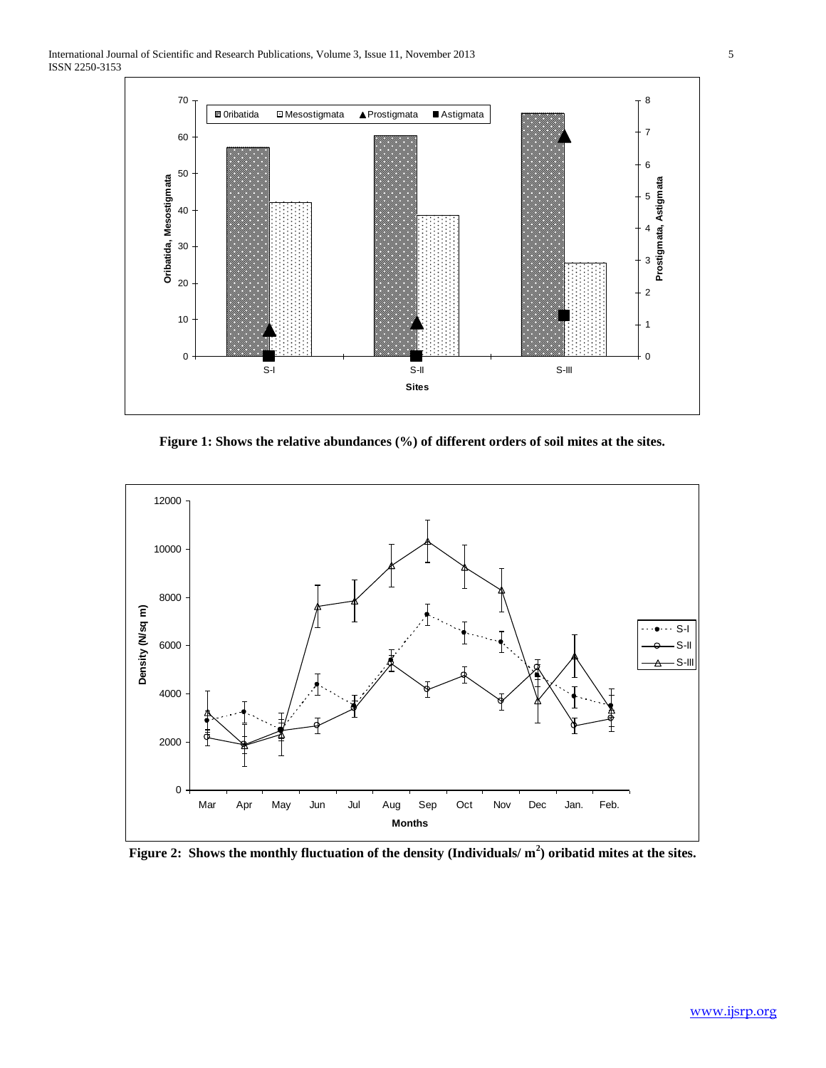Figure 1: Shows the relative abundances (%) of different orders of soil mites at the sites.

Figure 2: Shows the monthly fluctuation of the density (Individuals/ $m^2$) oribatid mites at the sites.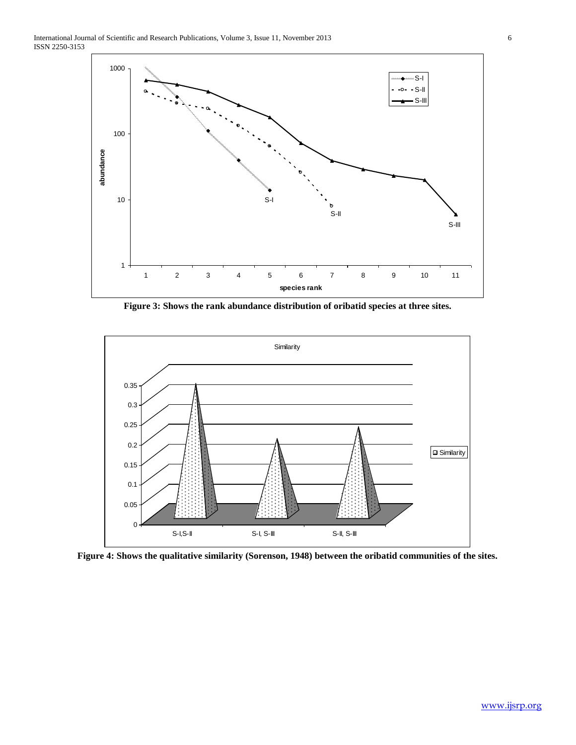Figure 3: Shows the rank abundance distribution of oribatid species at three sites.

Figure 4: Shows the qualitative similarity (Sorenson, 1948) between the oribatid communities of the sites.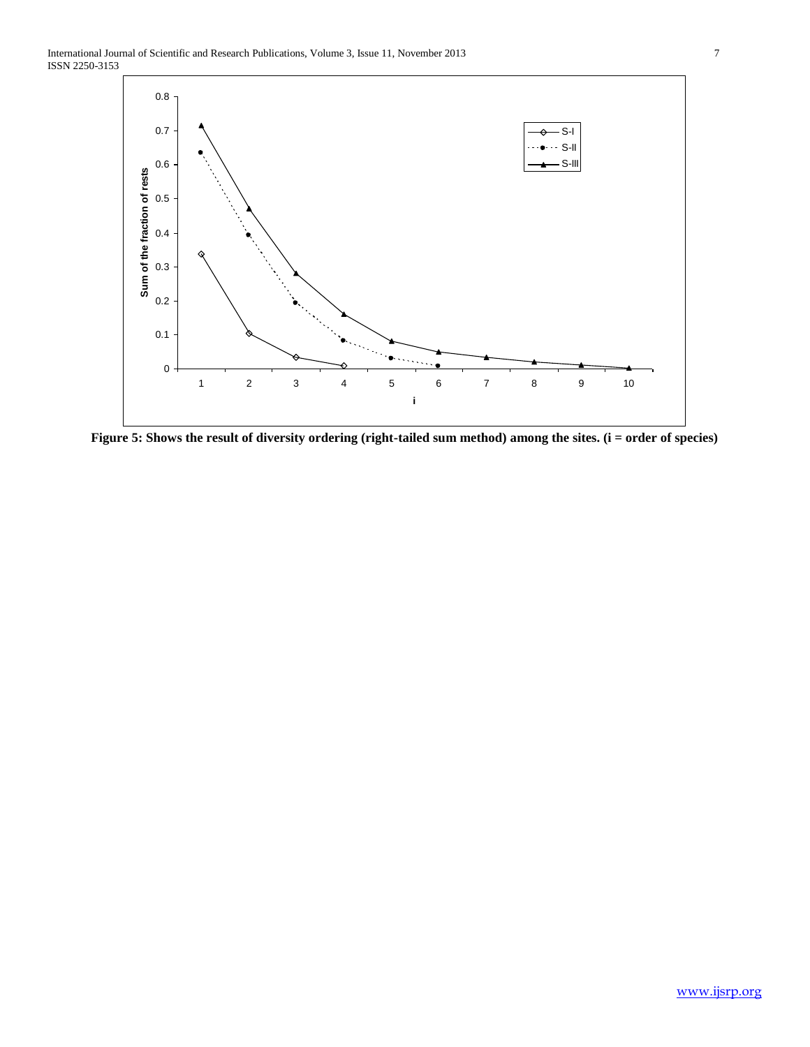Figure 5: Shows the result of diversity ordering (right-tailed sum method) among the sites. (i = order of species)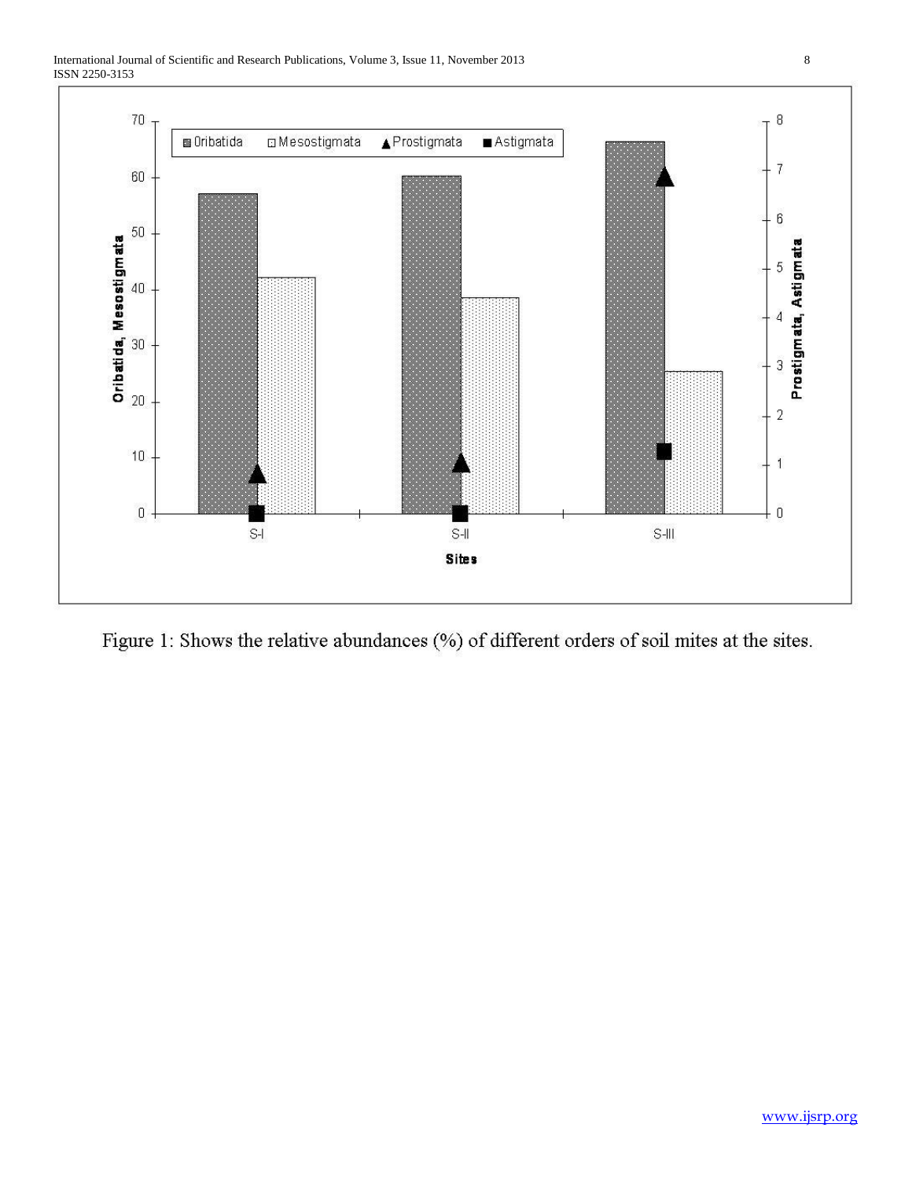Figure 1: Shows the relative abundances (%) of different orders of soil mites at the sites.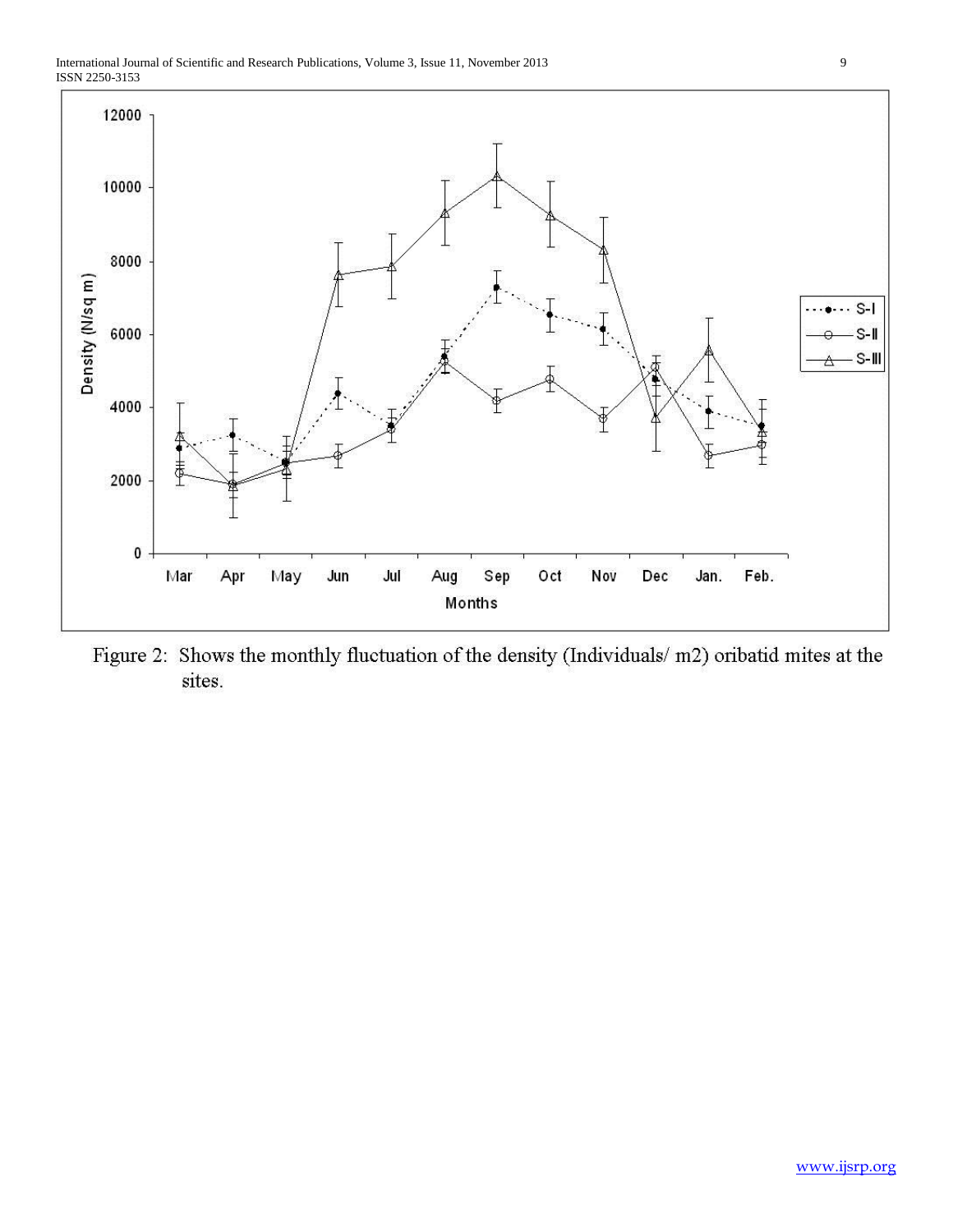Figure 2: Shows the monthly fluctuation of the density (Individuals/ m2) oribatid mites at the sites.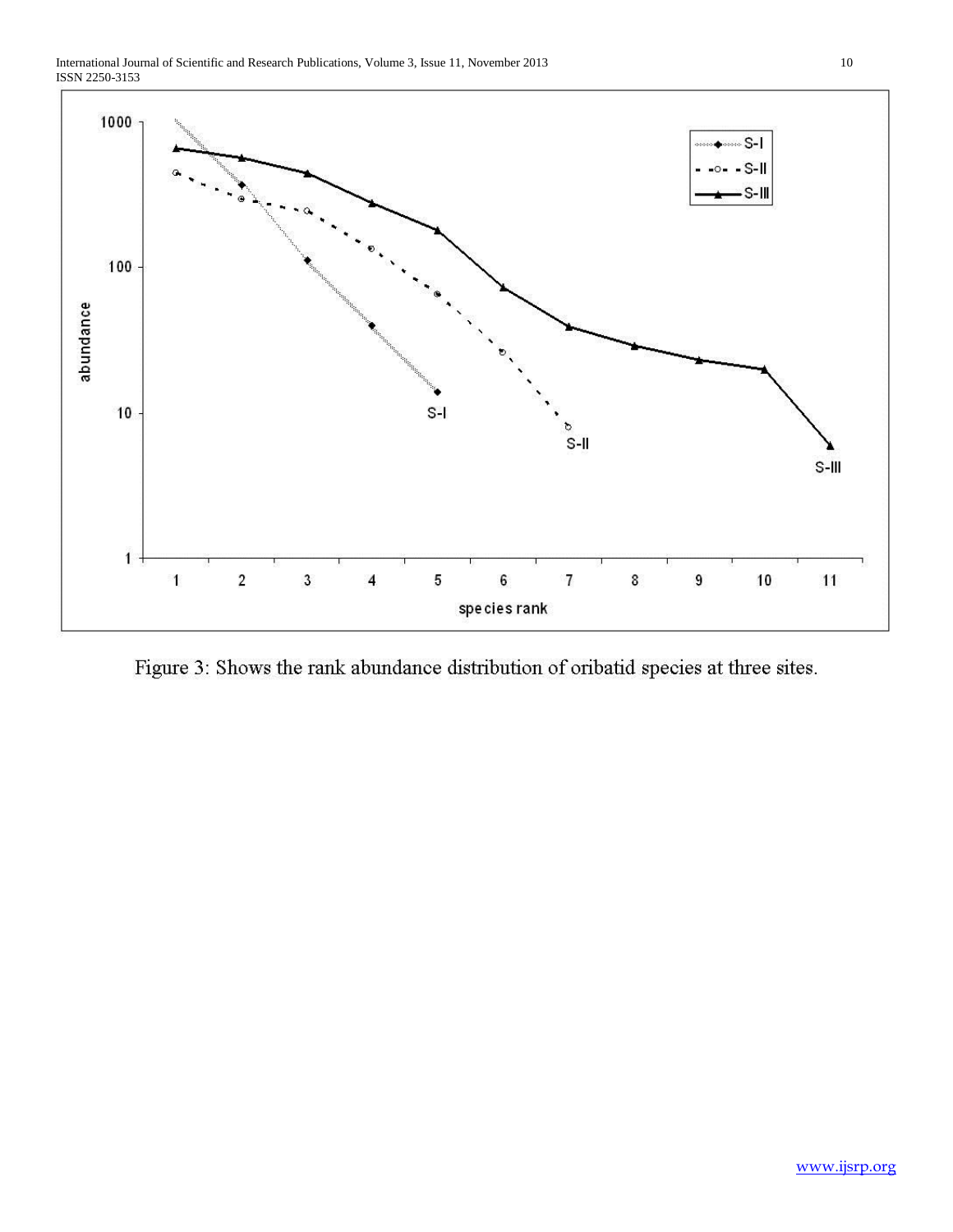Figure 3: Shows the rank abundance distribution of oribatid species at three sites.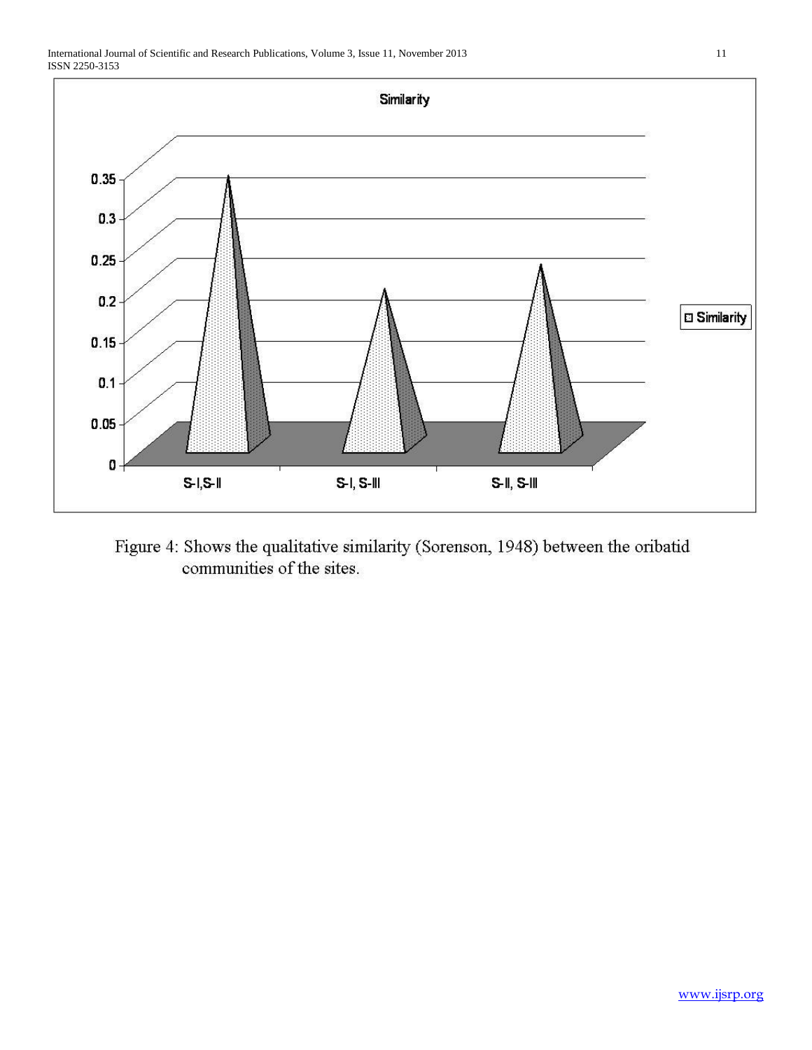Figure 4: Shows the qualitative similarity (Sorenson, 1948) between the oribatid communities of the sites.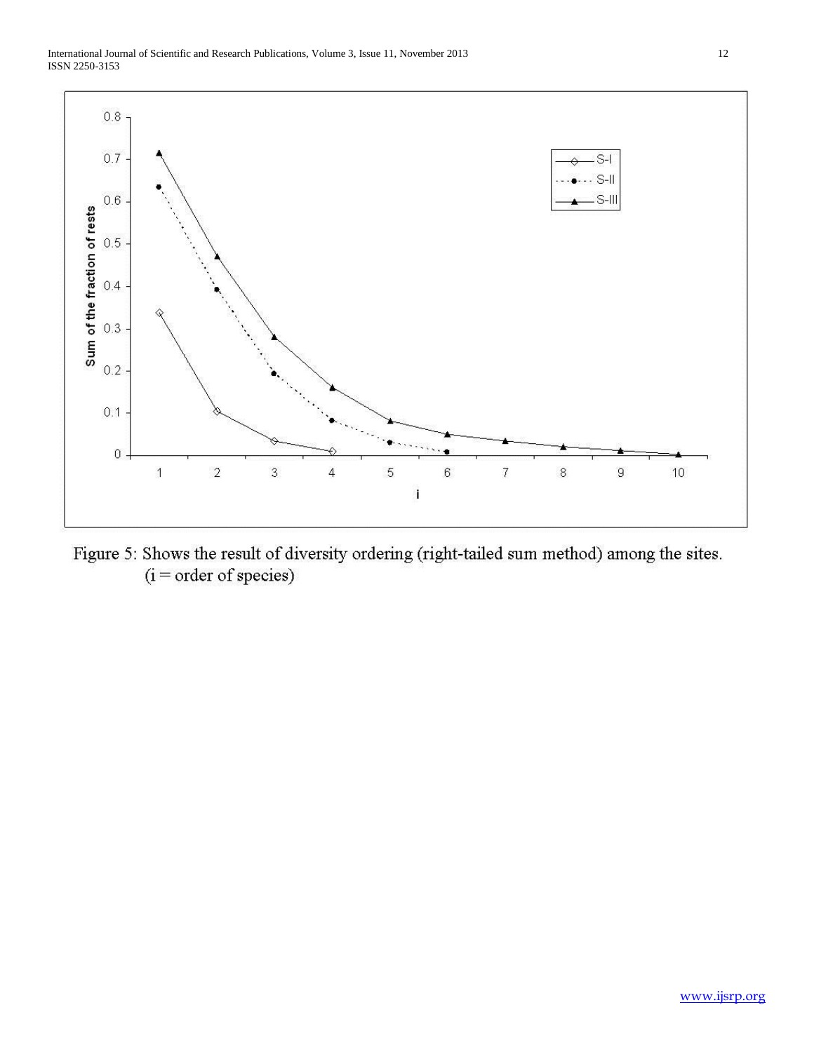0.8
0.7
0.6
0.5
0.4
0.3
0.2
0.1
0

Sum of the fraction of rests

1 2 3 4 5 6 7 8 9 10

i

S-I
S-II
S-III

Figure 5: Shows the result of diversity ordering (right-tailed sum method) among the sites. (i = order of species)